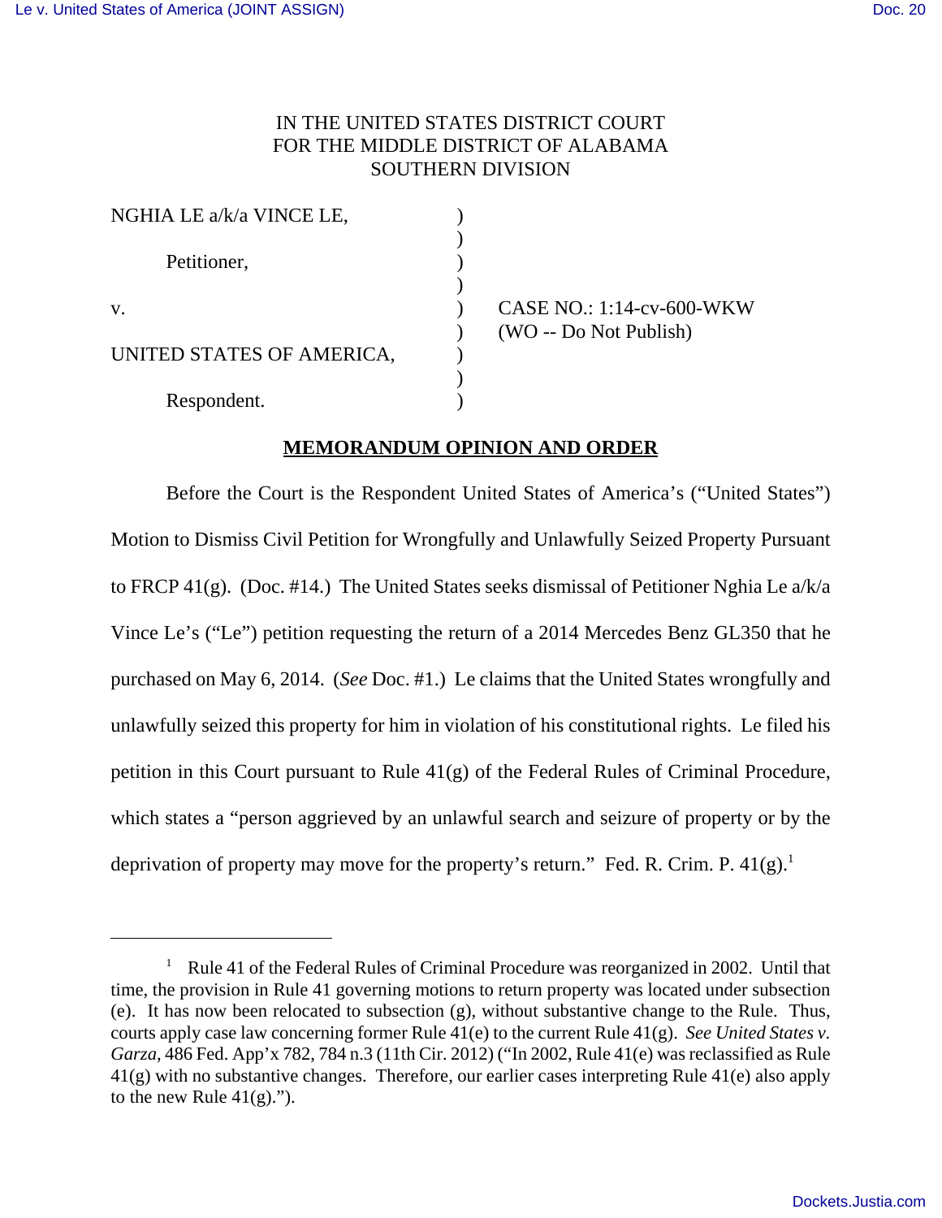IN THE UNITED STATES DISTRICT COURT
FOR THE MIDDLE DISTRICT OF ALABAMA
SOUTHERN DIVISION

| | | |
|---|---|---|
| NGHIA LE a/k/a VINCE LE, | ) | |
| | ) | |
| Petitioner, | ) | |
| | ) | |
| v. | ) | CASE NO.: 1:14-cv-600-WKW |
| | ) | (WO -- Do Not Publish) |
| UNITED STATES OF AMERICA, | ) | |
| | ) | |
| Respondent. | ) | |

## MEMORANDUM OPINION AND ORDER

Before the Court is the Respondent United States of America's ("United States") Motion to Dismiss Civil Petition for Wrongfully and Unlawfully Seized Property Pursuant to FRCP 41(g). (Doc. #14.) The United States seeks dismissal of Petitioner Nghia Le a/k/a Vince Le's ("Le") petition requesting the return of a 2014 Mercedes Benz GL350 that he purchased on May 6, 2014. (*See* Doc. #1.) Le claims that the United States wrongfully and unlawfully seized this property for him in violation of his constitutional rights. Le filed his petition in this Court pursuant to Rule 41(g) of the Federal Rules of Criminal Procedure, which states a "person aggrieved by an unlawful search and seizure of property or by the deprivation of property may move for the property's return." Fed. R. Crim. P. 41(g).[1]

---

[1] Rule 41 of the Federal Rules of Criminal Procedure was reorganized in 2002. Until that time, the provision in Rule 41 governing motions to return property was located under subsection (e). It has now been relocated to subsection (g), without substantive change to the Rule. Thus, courts apply case law concerning former Rule 41(e) to the current Rule 41(g). *See United States v. Garza*, 486 Fed. App'x 782, 784 n.3 (11th Cir. 2012) ("In 2002, Rule 41(e) was reclassified as Rule 41(g) with no substantive changes. Therefore, our earlier cases interpreting Rule 41(e) also apply to the new Rule 41(g).").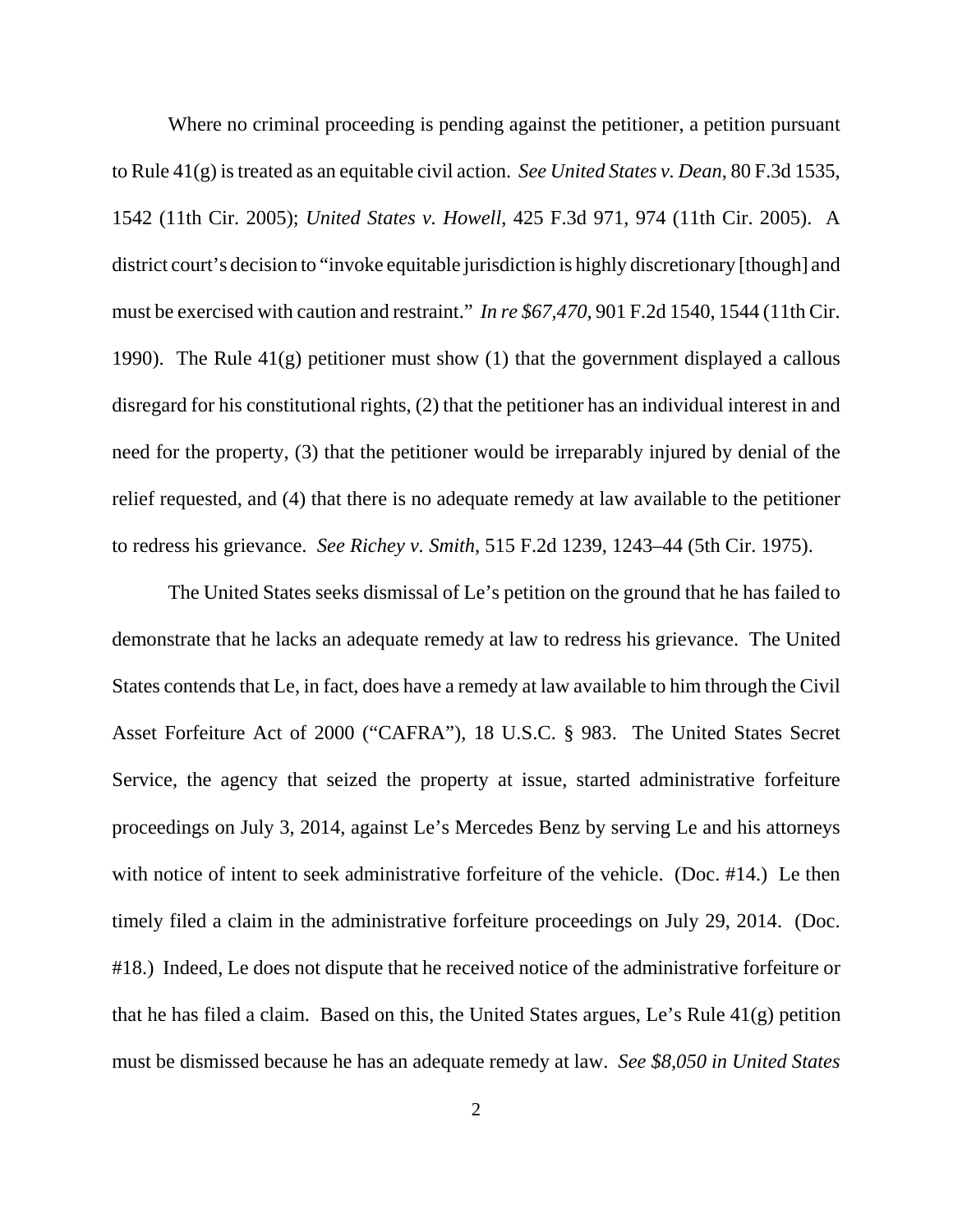Where no criminal proceeding is pending against the petitioner, a petition pursuant to Rule 41(g) is treated as an equitable civil action. *See United States v. Dean*, 80 F.3d 1535, 1542 (11th Cir. 2005); *United States v. Howell*, 425 F.3d 971, 974 (11th Cir. 2005). A district court's decision to "invoke equitable jurisdiction is highly discretionary [though] and must be exercised with caution and restraint." *In re $67,470*, 901 F.2d 1540, 1544 (11th Cir. 1990). The Rule 41(g) petitioner must show (1) that the government displayed a callous disregard for his constitutional rights, (2) that the petitioner has an individual interest in and need for the property, (3) that the petitioner would be irreparably injured by denial of the relief requested, and (4) that there is no adequate remedy at law available to the petitioner to redress his grievance. *See Richey v. Smith*, 515 F.2d 1239, 1243–44 (5th Cir. 1975).

The United States seeks dismissal of Le's petition on the ground that he has failed to demonstrate that he lacks an adequate remedy at law to redress his grievance. The United States contends that Le, in fact, does have a remedy at law available to him through the Civil Asset Forfeiture Act of 2000 ("CAFRA"), 18 U.S.C. § 983. The United States Secret Service, the agency that seized the property at issue, started administrative forfeiture proceedings on July 3, 2014, against Le's Mercedes Benz by serving Le and his attorneys with notice of intent to seek administrative forfeiture of the vehicle. (Doc. #14.) Le then timely filed a claim in the administrative forfeiture proceedings on July 29, 2014. (Doc. #18.) Indeed, Le does not dispute that he received notice of the administrative forfeiture or that he has filed a claim. Based on this, the United States argues, Le's Rule 41(g) petition must be dismissed because he has an adequate remedy at law. *See $8,050 in United States*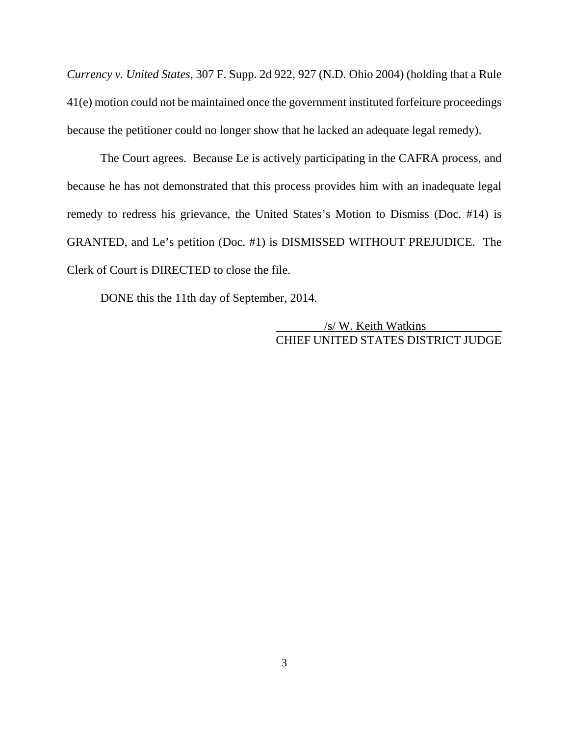*Currency v. United States*, 307 F. Supp. 2d 922, 927 (N.D. Ohio 2004) (holding that a Rule 41(e) motion could not be maintained once the government instituted forfeiture proceedings because the petitioner could no longer show that he lacked an adequate legal remedy).

The Court agrees. Because Le is actively participating in the CAFRA process, and because he has not demonstrated that this process provides him with an inadequate legal remedy to redress his grievance, the United States's Motion to Dismiss (Doc. #14) is GRANTED, and Le's petition (Doc. #1) is DISMISSED WITHOUT PREJUDICE. The Clerk of Court is DIRECTED to close the file.

DONE this the 11th day of September, 2014.

/s/ W. Keith Watkins
CHIEF UNITED STATES DISTRICT JUDGE